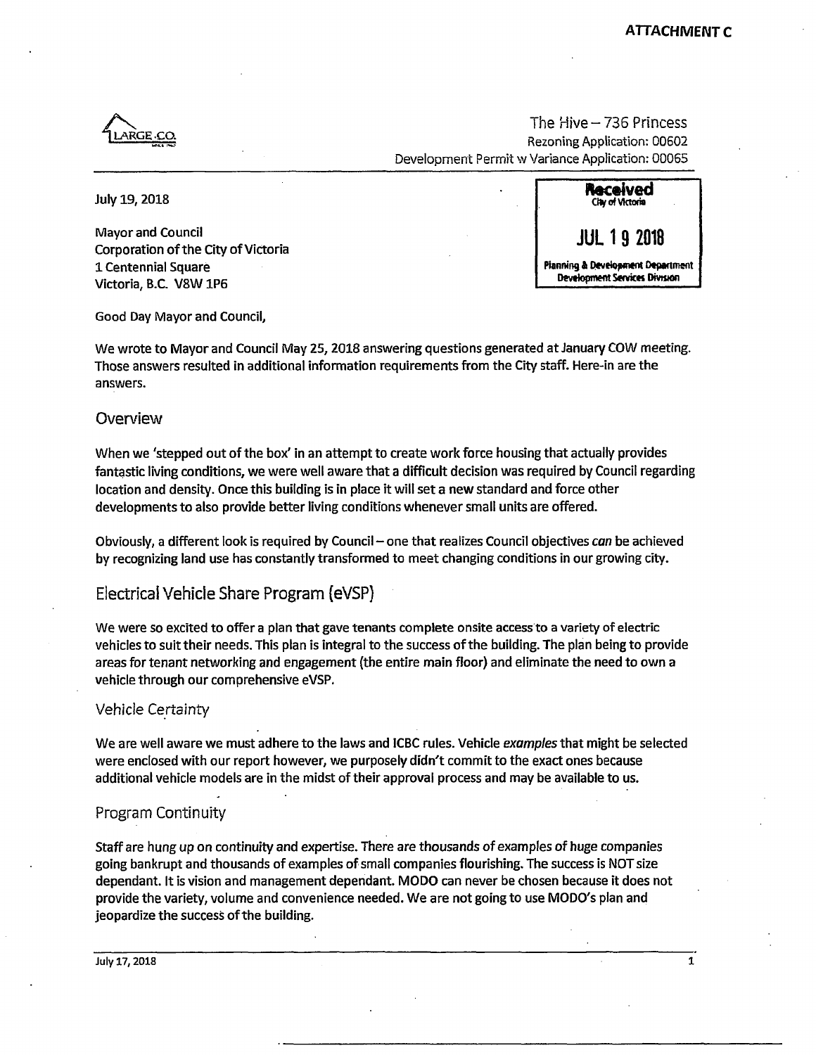**ATTACHMENT C**

LARGE.CO

The Hive – 736 Princess
Rezoning Application: 00602
Development Permit w Variance Application: 00065

July 19, 2018

**Received**
City of Victoria
**JUL 19 2018**
Planning & Development Department
Development Services Division

Mayor and Council
Corporation of the City of Victoria
1 Centennial Square
Victoria, B.C. V8W 1P6

Good Day Mayor and Council,

We wrote to Mayor and Council May 25, 2018 answering questions generated at January COW meeting. Those answers resulted in additional information requirements from the City staff. Here-in are the answers.

## Overview

When we 'stepped out of the box' in an attempt to create work force housing that actually provides fantastic living conditions, we were well aware that a difficult decision was required by Council regarding location and density. Once this building is in place it will set a new standard and force other developments to also provide better living conditions whenever small units are offered.

Obviously, a different look is required by Council – one that realizes Council objectives *can* be achieved by recognizing land use has constantly transformed to meet changing conditions in our growing city.

## Electrical Vehicle Share Program (eVSP)

We were so excited to offer a plan that gave tenants complete onsite access to a variety of electric vehicles to suit their needs. This plan is integral to the success of the building. The plan being to provide areas for tenant networking and engagement (the entire main floor) and eliminate the need to own a vehicle through our comprehensive eVSP.

### Vehicle Certainty

We are well aware we must adhere to the laws and ICBC rules. Vehicle *examples* that might be selected were enclosed with our report however, we purposely didn't commit to the exact ones because additional vehicle models are in the midst of their approval process and may be available to us.

### Program Continuity

Staff are hung up on continuity and expertise. There are thousands of examples of huge companies going bankrupt and thousands of examples of small companies flourishing. The success is NOT size dependant. It is vision and management dependant. MODO can never be chosen because it does not provide the variety, volume and convenience needed. We are not going to use MODO's plan and jeopardize the success of the building.

July 17, 2018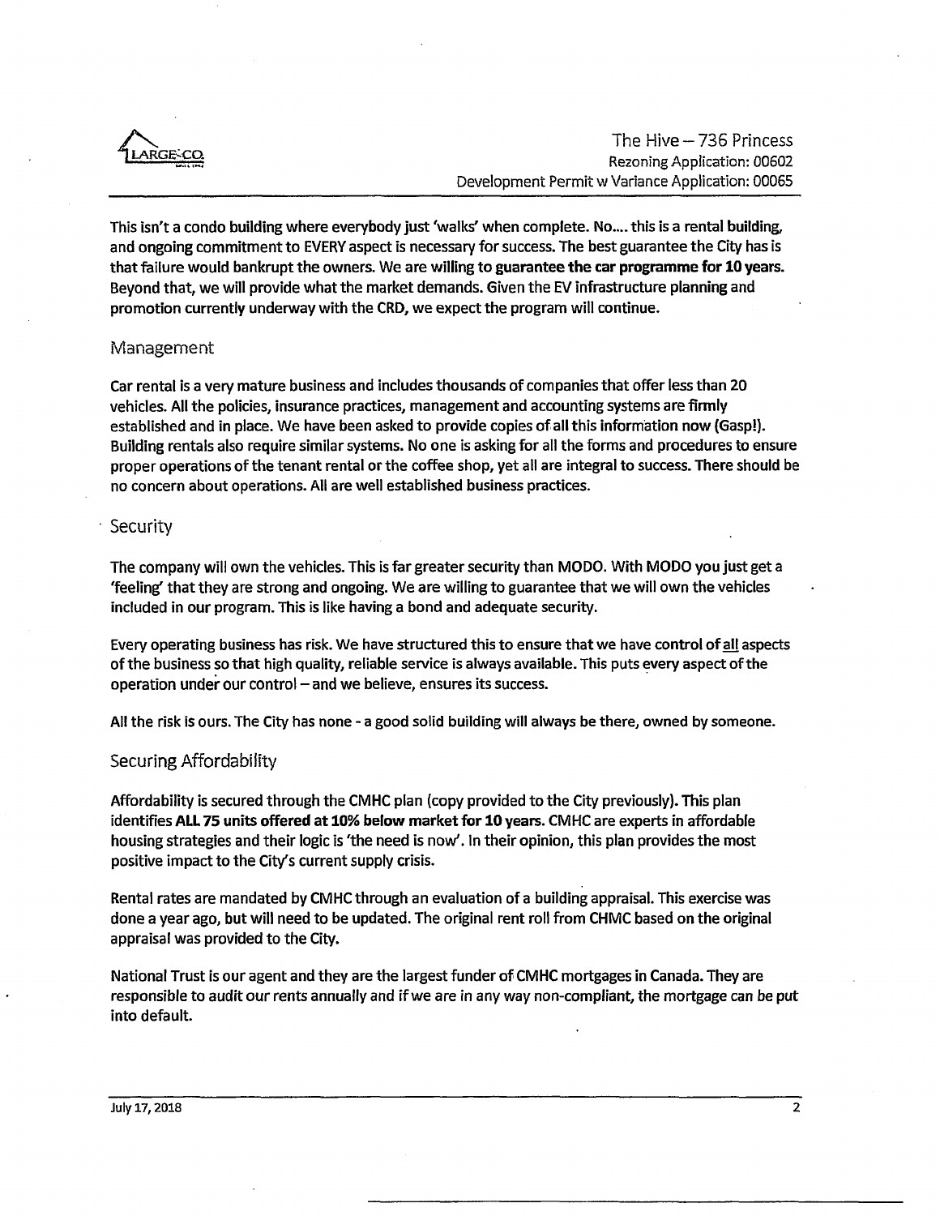This isn't a condo building where everybody just 'walks' when complete. No.... this is a rental building, and ongoing commitment to EVERY aspect is necessary for success. The best guarantee the City has is that failure would bankrupt the owners. We are willing to **guarantee the car programme for 10 years.** Beyond that, we will provide what the market demands. Given the EV infrastructure planning and promotion currently underway with the CRD, we expect the program will continue.

## Management

Car rental is a very mature business and includes thousands of companies that offer less than 20 vehicles. All the policies, insurance practices, management and accounting systems are firmly established and in place. We have been asked to provide copies of all this information now (Gasp!). Building rentals also require similar systems. No one is asking for all the forms and procedures to ensure proper operations of the tenant rental or the coffee shop, yet all are integral to success. There should be no concern about operations. All are well established business practices.

## Security

The company will own the vehicles. This is far greater security than MODO. With MODO you just get a 'feeling' that they are strong and ongoing. We are willing to guarantee that we will own the vehicles included in our program. This is like having a bond and adequate security.

Every operating business has risk. We have structured this to ensure that we have control of <u>all</u> aspects of the business so that high quality, reliable service is always available. This puts every aspect of the operation under our control – and we believe, ensures its success.

All the risk is ours. The City has none - a good solid building will always be there, owned by someone.

## Securing Affordability

Affordability is secured through the CMHC plan (copy provided to the City previously). This plan identifies **ALL 75 units offered at 10% below market for 10 years.** CMHC are experts in affordable housing strategies and their logic is 'the need is now'. In their opinion, this plan provides the most positive impact to the City's current supply crisis.

Rental rates are mandated by CMHC through an evaluation of a building appraisal. This exercise was done a year ago, but will need to be updated. The original rent roll from CHMC based on the original appraisal was provided to the City.

National Trust is our agent and they are the largest funder of CMHC mortgages in Canada. They are responsible to audit our rents annually and if we are in any way non-compliant, the mortgage can be put into default.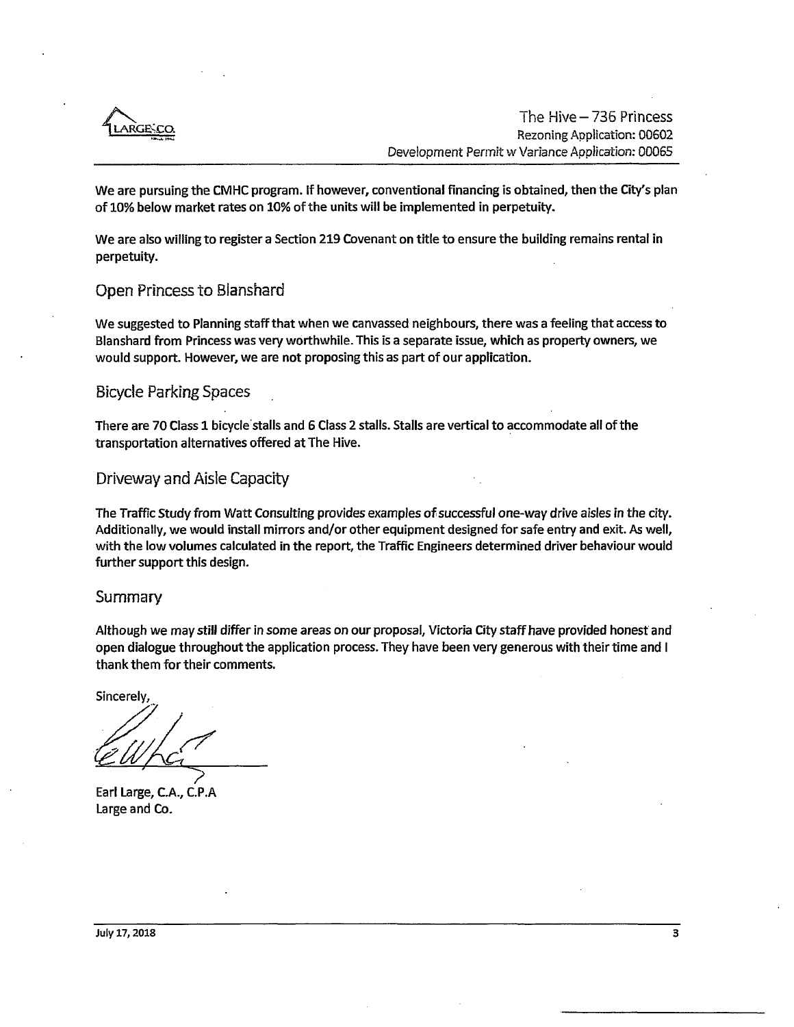We are pursuing the CMHC program. If however, conventional financing is obtained, then the City's plan of 10% below market rates on 10% of the units will be implemented in perpetuity.

We are also willing to register a Section 219 Covenant on title to ensure the building remains rental in perpetuity.

## Open Princess to Blanshard

We suggested to Planning staff that when we canvassed neighbours, there was a feeling that access to Blanshard from Princess was very worthwhile. This is a separate issue, which as property owners, we would support. However, we are not proposing this as part of our application.

## Bicycle Parking Spaces

There are 70 Class 1 bicycle stalls and 6 Class 2 stalls. Stalls are vertical to accommodate all of the transportation alternatives offered at The Hive.

## Driveway and Aisle Capacity

The Traffic Study from Watt Consulting provides examples of successful one-way drive aisles in the city. Additionally, we would install mirrors and/or other equipment designed for safe entry and exit. As well, with the low volumes calculated in the report, the Traffic Engineers determined driver behaviour would further support this design.

## Summary

Although we may still differ in some areas on our proposal, Victoria City staff have provided honest and open dialogue throughout the application process. They have been very generous with their time and I thank them for their comments.

Sincerely,

Earl Large, C.A., C.P.A
Large and Co.

July 17, 2018